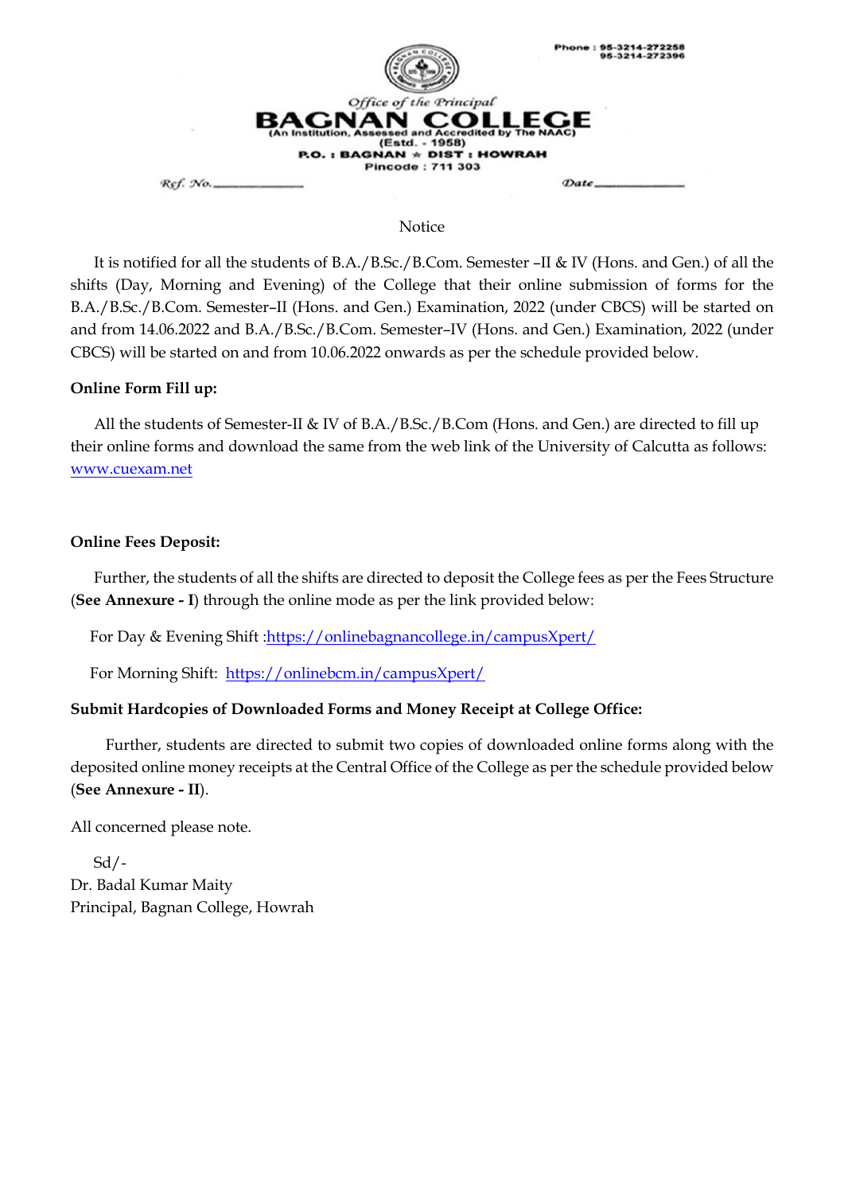Phone : 95-3214-272258
95-3214-272396

*Office of the Principal*

# BAGNAN COLLEGE

(An Institution, Assessed and Accredited by The NAAC)
(Estd. - 1958)
P.O. : BAGNAN ★ DIST : HOWRAH
Pincode : 711 303

Ref. No.\_\_\_\_\_\_\_\_\_\_ Date\_\_\_\_\_\_\_\_\_\_

## Notice

It is notified for all the students of B.A./B.Sc./B.Com. Semester –II & IV (Hons. and Gen.) of all the shifts (Day, Morning and Evening) of the College that their online submission of forms for the B.A./B.Sc./B.Com. Semester–II (Hons. and Gen.) Examination, 2022 (under CBCS) will be started on and from 14.06.2022 and B.A./B.Sc./B.Com. Semester–IV (Hons. and Gen.) Examination, 2022 (under CBCS) will be started on and from 10.06.2022 onwards as per the schedule provided below.

**Online Form Fill up:**

All the students of Semester-II & IV of B.A./B.Sc./B.Com (Hons. and Gen.) are directed to fill up their online forms and download the same from the web link of the University of Calcutta as follows: www.cuexam.net

**Online Fees Deposit:**

Further, the students of all the shifts are directed to deposit the College fees as per the Fees Structure (**See Annexure - I**) through the online mode as per the link provided below:

For Day & Evening Shift :https://onlinebagnancollege.in/campusXpert/

For Morning Shift: https://onlinebcm.in/campusXpert/

**Submit Hardcopies of Downloaded Forms and Money Receipt at College Office:**

Further, students are directed to submit two copies of downloaded online forms along with the deposited online money receipts at the Central Office of the College as per the schedule provided below (**See Annexure - II**).

All concerned please note.

Sd/-
Dr. Badal Kumar Maity
Principal, Bagnan College, Howrah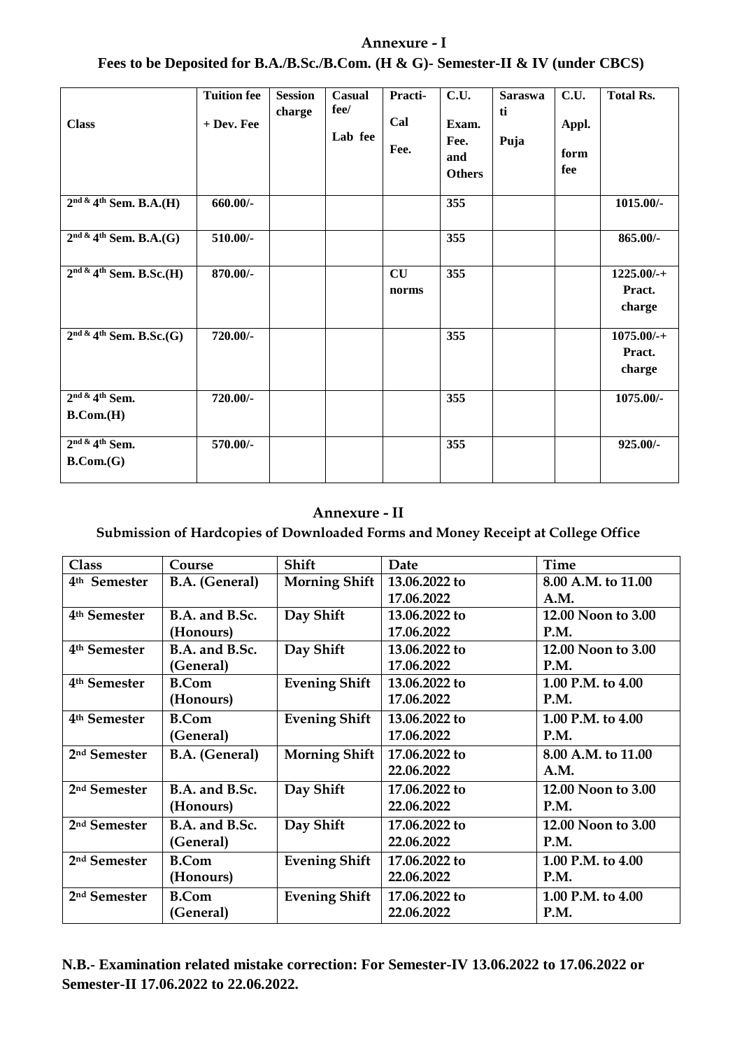## Annexure - I

**Fees to be Deposited for B.A./B.Sc./B.Com. (H & G)- Semester-II & IV (under CBCS)**

| Class | Tuition fee + Dev. Fee | Session charge | Casual fee/ Lab fee | Practi-Cal Fee. | C.U. Exam. Fee. and Others | Saraswati Puja | C.U. Appl. form fee | Total Rs. |
|---|---|---|---|---|---|---|---|---|
| 2nd & 4th Sem. B.A.(H) | 660.00/- | | | | 355 | | | 1015.00/- |
| 2nd & 4th Sem. B.A.(G) | 510.00/- | | | | 355 | | | 865.00/- |
| 2nd & 4th Sem. B.Sc.(H) | 870.00/- | | | CU norms | 355 | | | 1225.00/-+ Pract. charge |
| 2nd & 4th Sem. B.Sc.(G) | 720.00/- | | | | 355 | | | 1075.00/-+ Pract. charge |
| 2nd & 4th Sem. B.Com.(H) | 720.00/- | | | | 355 | | | 1075.00/- |
| 2nd & 4th Sem. B.Com.(G) | 570.00/- | | | | 355 | | | 925.00/- |

## Annexure - II

**Submission of Hardcopies of Downloaded Forms and Money Receipt at College Office**

| Class | Course | Shift | Date | Time |
|---|---|---|---|---|
| 4th Semester | B.A. (General) | Morning Shift | 13.06.2022 to 17.06.2022 | 8.00 A.M. to 11.00 A.M. |
| 4th Semester | B.A. and B.Sc. (Honours) | Day Shift | 13.06.2022 to 17.06.2022 | 12.00 Noon to 3.00 P.M. |
| 4th Semester | B.A. and B.Sc. (General) | Day Shift | 13.06.2022 to 17.06.2022 | 12.00 Noon to 3.00 P.M. |
| 4th Semester | B.Com (Honours) | Evening Shift | 13.06.2022 to 17.06.2022 | 1.00 P.M. to 4.00 P.M. |
| 4th Semester | B.Com (General) | Evening Shift | 13.06.2022 to 17.06.2022 | 1.00 P.M. to 4.00 P.M. |
| 2nd Semester | B.A. (General) | Morning Shift | 17.06.2022 to 22.06.2022 | 8.00 A.M. to 11.00 A.M. |
| 2nd Semester | B.A. and B.Sc. (Honours) | Day Shift | 17.06.2022 to 22.06.2022 | 12.00 Noon to 3.00 P.M. |
| 2nd Semester | B.A. and B.Sc. (General) | Day Shift | 17.06.2022 to 22.06.2022 | 12.00 Noon to 3.00 P.M. |
| 2nd Semester | B.Com (Honours) | Evening Shift | 17.06.2022 to 22.06.2022 | 1.00 P.M. to 4.00 P.M. |
| 2nd Semester | B.Com (General) | Evening Shift | 17.06.2022 to 22.06.2022 | 1.00 P.M. to 4.00 P.M. |

**N.B.- Examination related mistake correction: For Semester-IV 13.06.2022 to 17.06.2022 or Semester-II 17.06.2022 to 22.06.2022.**